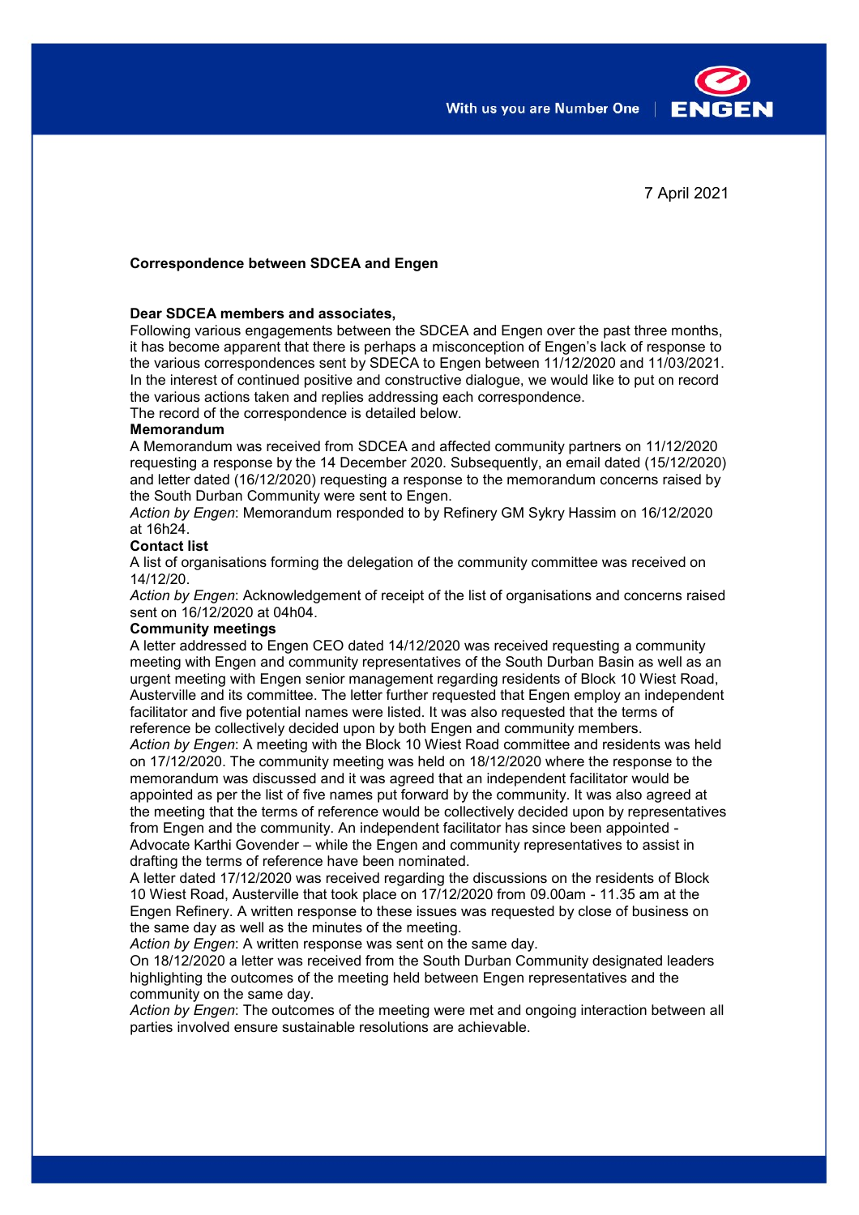7 April 2021

**Correspondence between SDCEA and Engen**

**Dear SDCEA members and associates,**

Following various engagements between the SDCEA and Engen over the past three months, it has become apparent that there is perhaps a misconception of Engen's lack of response to the various correspondences sent by SDECA to Engen between 11/12/2020 and 11/03/2021. In the interest of continued positive and constructive dialogue, we would like to put on record the various actions taken and replies addressing each correspondence.

The record of the correspondence is detailed below.

**Memorandum**

A Memorandum was received from SDCEA and affected community partners on 11/12/2020 requesting a response by the 14 December 2020. Subsequently, an email dated (15/12/2020) and letter dated (16/12/2020) requesting a response to the memorandum concerns raised by the South Durban Community were sent to Engen.

*Action by Engen*: Memorandum responded to by Refinery GM Sykry Hassim on 16/12/2020 at 16h24.

**Contact list**

A list of organisations forming the delegation of the community committee was received on 14/12/20.

*Action by Engen*: Acknowledgement of receipt of the list of organisations and concerns raised sent on 16/12/2020 at 04h04.

**Community meetings**

A letter addressed to Engen CEO dated 14/12/2020 was received requesting a community meeting with Engen and community representatives of the South Durban Basin as well as an urgent meeting with Engen senior management regarding residents of Block 10 Wiest Road, Austerville and its committee. The letter further requested that Engen employ an independent facilitator and five potential names were listed. It was also requested that the terms of reference be collectively decided upon by both Engen and community members.

*Action by Engen*: A meeting with the Block 10 Wiest Road committee and residents was held on 17/12/2020. The community meeting was held on 18/12/2020 where the response to the memorandum was discussed and it was agreed that an independent facilitator would be appointed as per the list of five names put forward by the community. It was also agreed at the meeting that the terms of reference would be collectively decided upon by representatives from Engen and the community. An independent facilitator has since been appointed - Advocate Karthi Govender – while the Engen and community representatives to assist in drafting the terms of reference have been nominated.

A letter dated 17/12/2020 was received regarding the discussions on the residents of Block 10 Wiest Road, Austerville that took place on 17/12/2020 from 09.00am - 11.35 am at the Engen Refinery. A written response to these issues was requested by close of business on the same day as well as the minutes of the meeting.

*Action by Engen*: A written response was sent on the same day.

On 18/12/2020 a letter was received from the South Durban Community designated leaders highlighting the outcomes of the meeting held between Engen representatives and the community on the same day.

*Action by Engen*: The outcomes of the meeting were met and ongoing interaction between all parties involved ensure sustainable resolutions are achievable.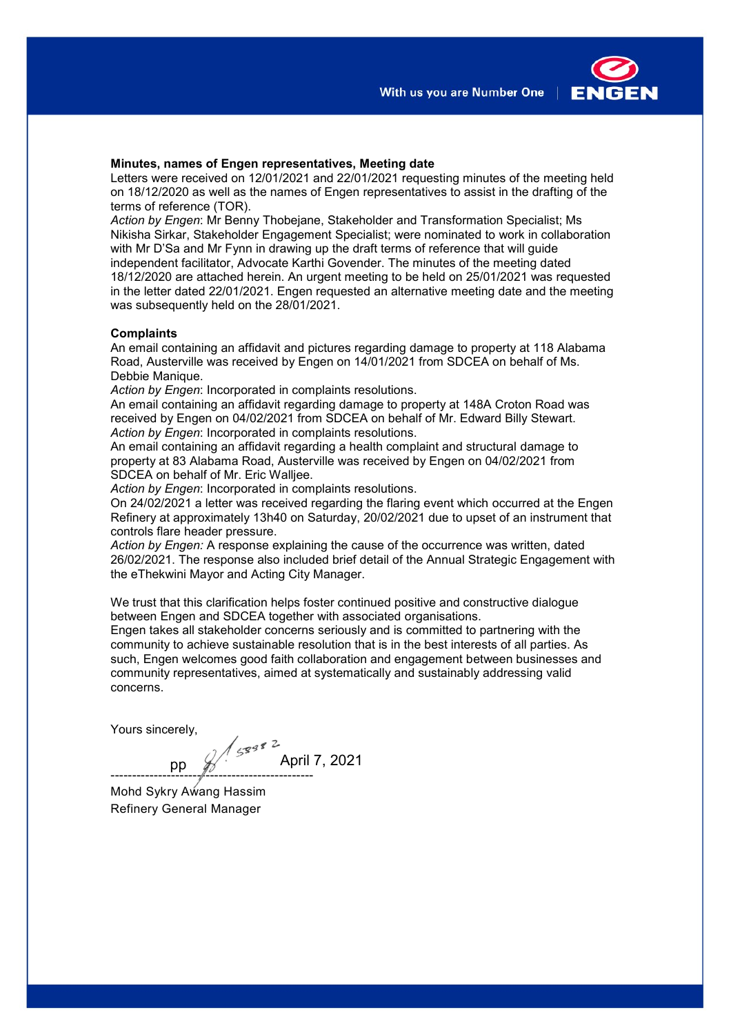**Minutes, names of Engen representatives, Meeting date**

Letters were received on 12/01/2021 and 22/01/2021 requesting minutes of the meeting held on 18/12/2020 as well as the names of Engen representatives to assist in the drafting of the terms of reference (TOR).

*Action by Engen*: Mr Benny Thobejane, Stakeholder and Transformation Specialist; Ms Nikisha Sirkar, Stakeholder Engagement Specialist; were nominated to work in collaboration with Mr D'Sa and Mr Fynn in drawing up the draft terms of reference that will guide independent facilitator, Advocate Karthi Govender. The minutes of the meeting dated 18/12/2020 are attached herein. An urgent meeting to be held on 25/01/2021 was requested in the letter dated 22/01/2021. Engen requested an alternative meeting date and the meeting was subsequently held on the 28/01/2021.

**Complaints**

An email containing an affidavit and pictures regarding damage to property at 118 Alabama Road, Austerville was received by Engen on 14/01/2021 from SDCEA on behalf of Ms. Debbie Manique.

*Action by Engen*: Incorporated in complaints resolutions.

An email containing an affidavit regarding damage to property at 148A Croton Road was received by Engen on 04/02/2021 from SDCEA on behalf of Mr. Edward Billy Stewart.

*Action by Engen*: Incorporated in complaints resolutions.

An email containing an affidavit regarding a health complaint and structural damage to property at 83 Alabama Road, Austerville was received by Engen on 04/02/2021 from SDCEA on behalf of Mr. Eric Walljee.

*Action by Engen*: Incorporated in complaints resolutions.

On 24/02/2021 a letter was received regarding the flaring event which occurred at the Engen Refinery at approximately 13h40 on Saturday, 20/02/2021 due to upset of an instrument that controls flare header pressure.

*Action by Engen:* A response explaining the cause of the occurrence was written, dated 26/02/2021. The response also included brief detail of the Annual Strategic Engagement with the eThekwini Mayor and Acting City Manager.

We trust that this clarification helps foster continued positive and constructive dialogue between Engen and SDCEA together with associated organisations.

Engen takes all stakeholder concerns seriously and is committed to partnering with the community to achieve sustainable resolution that is in the best interests of all parties. As such, Engen welcomes good faith collaboration and engagement between businesses and community representatives, aimed at systematically and sustainably addressing valid concerns.

Yours sincerely,

pp April 7, 2021

Mohd Sykry Awang Hassim
Refinery General Manager